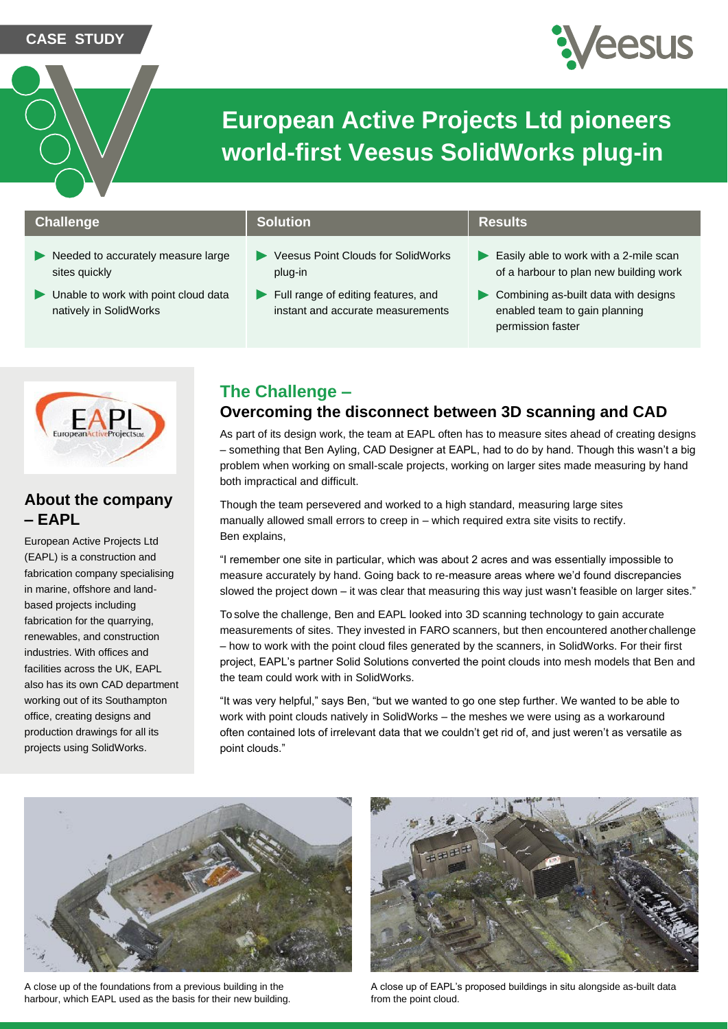CASE STUDY

# European Active Projects Ltd pioneers world-first Veesus SolidWorks plug-in

| Challenge | Solution | Results |
| --- | --- | --- |
| ▶ Needed to accurately measure large sites quickly<br>▶ Unable to work with point cloud data natively in SolidWorks | ▶ Veesus Point Clouds for SolidWorks plug-in<br>▶ Full range of editing features, and instant and accurate measurements | ▶ Easily able to work with a 2-mile scan of a harbour to plan new building work<br>▶ Combining as-built data with designs enabled team to gain planning permission faster |

## About the company – EAPL

European Active Projects Ltd (EAPL) is a construction and fabrication company specialising in marine, offshore and land-based projects including fabrication for the quarrying, renewables, and construction industries. With offices and facilities across the UK, EAPL also has its own CAD department working out of its Southampton office, creating designs and production drawings for all its projects using SolidWorks.

## The Challenge –

### Overcoming the disconnect between 3D scanning and CAD

As part of its design work, the team at EAPL often has to measure sites ahead of creating designs – something that Ben Ayling, CAD Designer at EAPL, had to do by hand. Though this wasn't a big problem when working on small-scale projects, working on larger sites made measuring by hand both impractical and difficult.

Though the team persevered and worked to a high standard, measuring large sites manually allowed small errors to creep in – which required extra site visits to rectify. Ben explains,

"I remember one site in particular, which was about 2 acres and was essentially impossible to measure accurately by hand. Going back to re-measure areas where we'd found discrepancies slowed the project down – it was clear that measuring this way just wasn't feasible on larger sites."

To solve the challenge, Ben and EAPL looked into 3D scanning technology to gain accurate measurements of sites. They invested in FARO scanners, but then encountered another challenge – how to work with the point cloud files generated by the scanners, in SolidWorks. For their first project, EAPL's partner Solid Solutions converted the point clouds into mesh models that Ben and the team could work with in SolidWorks.

"It was very helpful," says Ben, "but we wanted to go one step further. We wanted to be able to work with point clouds natively in SolidWorks – the meshes we were using as a workaround often contained lots of irrelevant data that we couldn't get rid of, and just weren't as versatile as point clouds."

A close up of the foundations from a previous building in the harbour, which EAPL used as the basis for their new building.

A close up of EAPL's proposed buildings in situ alongside as-built data from the point cloud.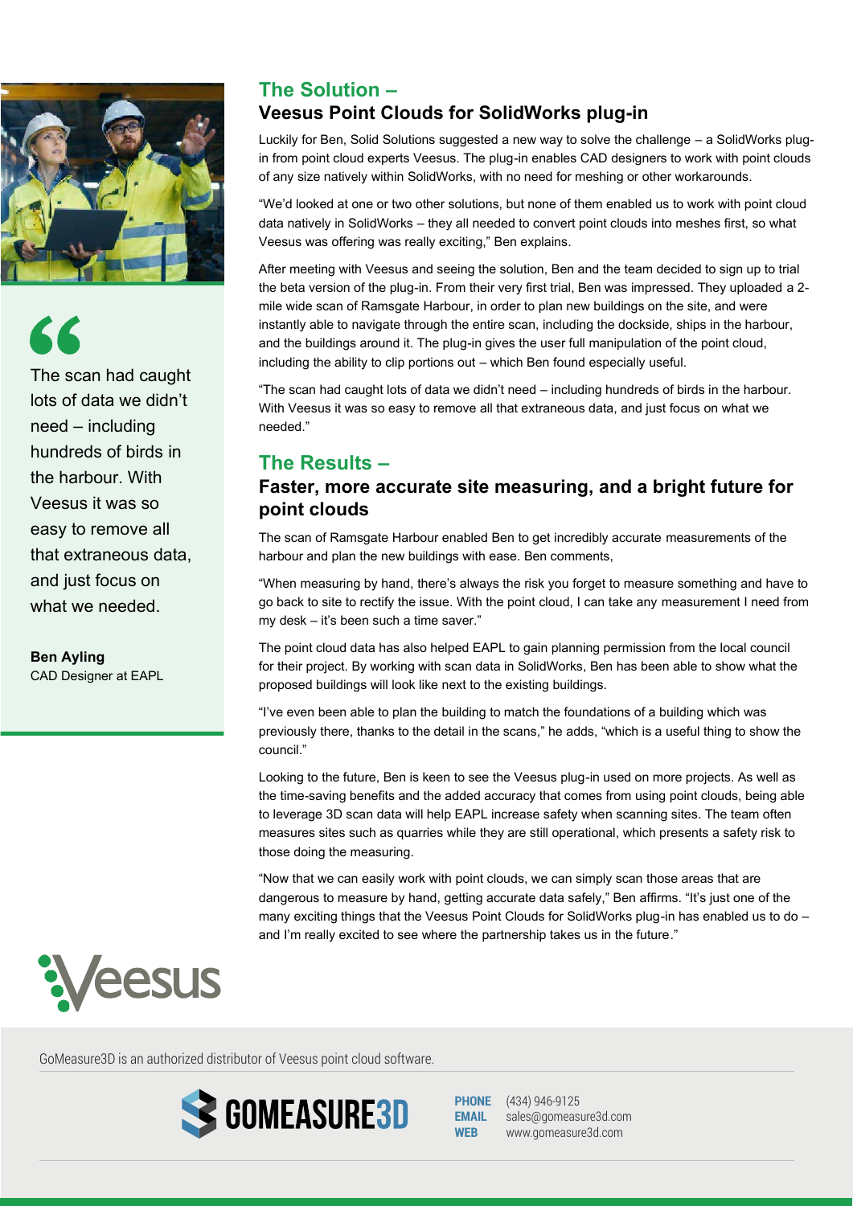> The scan had caught lots of data we didn't need – including hundreds of birds in the harbour. With Veesus it was so easy to remove all that extraneous data, and just focus on what we needed.
>
> **Ben Ayling**
> CAD Designer at EAPL

## The Solution –
### Veesus Point Clouds for SolidWorks plug-in

Luckily for Ben, Solid Solutions suggested a new way to solve the challenge – a SolidWorks plug-in from point cloud experts Veesus. The plug-in enables CAD designers to work with point clouds of any size natively within SolidWorks, with no need for meshing or other workarounds.

"We'd looked at one or two other solutions, but none of them enabled us to work with point cloud data natively in SolidWorks – they all needed to convert point clouds into meshes first, so what Veesus was offering was really exciting," Ben explains.

After meeting with Veesus and seeing the solution, Ben and the team decided to sign up to trial the beta version of the plug-in. From their very first trial, Ben was impressed. They uploaded a 2-mile wide scan of Ramsgate Harbour, in order to plan new buildings on the site, and were instantly able to navigate through the entire scan, including the dockside, ships in the harbour, and the buildings around it. The plug-in gives the user full manipulation of the point cloud, including the ability to clip portions out – which Ben found especially useful.

"The scan had caught lots of data we didn't need – including hundreds of birds in the harbour. With Veesus it was so easy to remove all that extraneous data, and just focus on what we needed."

## The Results –
### Faster, more accurate site measuring, and a bright future for point clouds

The scan of Ramsgate Harbour enabled Ben to get incredibly accurate measurements of the harbour and plan the new buildings with ease. Ben comments,

"When measuring by hand, there's always the risk you forget to measure something and have to go back to site to rectify the issue. With the point cloud, I can take any measurement I need from my desk – it's been such a time saver."

The point cloud data has also helped EAPL to gain planning permission from the local council for their project. By working with scan data in SolidWorks, Ben has been able to show what the proposed buildings will look like next to the existing buildings.

"I've even been able to plan the building to match the foundations of a building which was previously there, thanks to the detail in the scans," he adds, "which is a useful thing to show the council."

Looking to the future, Ben is keen to see the Veesus plug-in used on more projects. As well as the time-saving benefits and the added accuracy that comes from using point clouds, being able to leverage 3D scan data will help EAPL increase safety when scanning sites. The team often measures sites such as quarries while they are still operational, which presents a safety risk to those doing the measuring.

"Now that we can easily work with point clouds, we can simply scan those areas that are dangerous to measure by hand, getting accurate data safely," Ben affirms. "It's just one of the many exciting things that the Veesus Point Clouds for SolidWorks plug-in has enabled us to do – and I'm really excited to see where the partnership takes us in the future."

Veesus

GoMeasure3D is an authorized distributor of Veesus point cloud software.

GOMEASURE3D

**PHONE** (434) 946-9125
**EMAIL** sales@gomeasure3d.com
**WEB** www.gomeasure3d.com